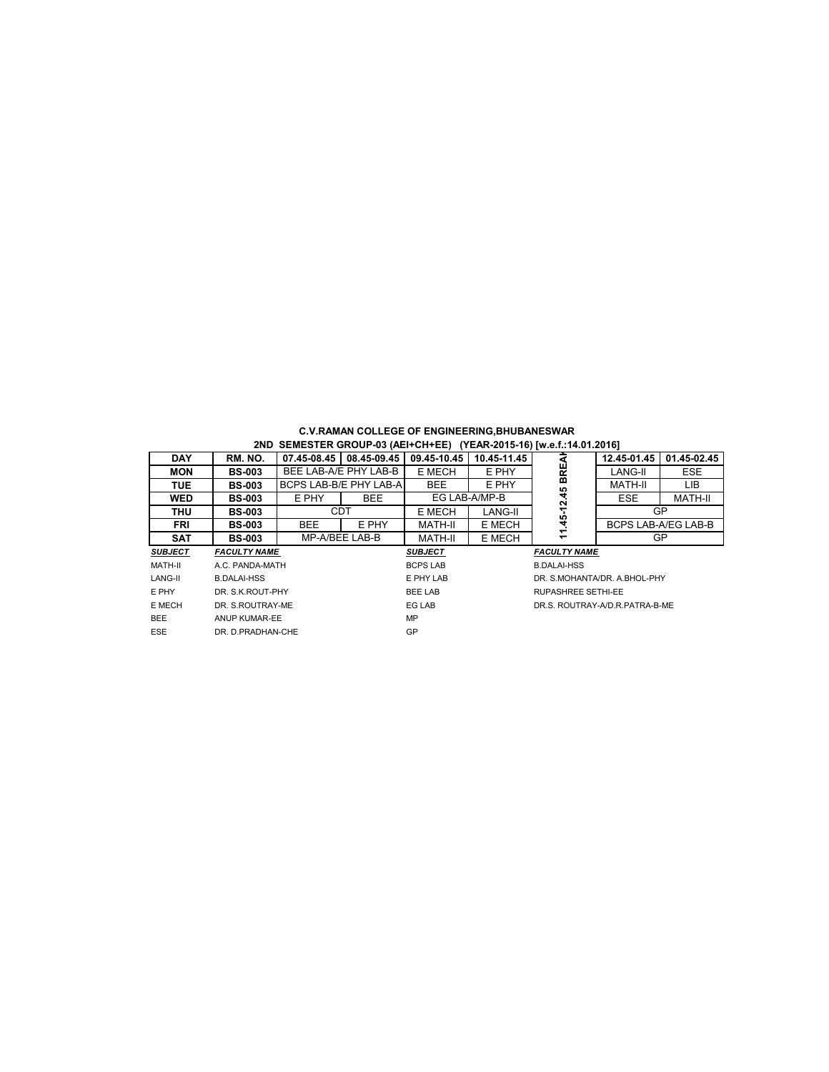# C.V.RAMAN COLLEGE OF ENGINEERING,BHUBANESWAR

## 2ND SEMESTER GROUP-03 (AEI+CH+EE) (YEAR-2015-16) [w.e.f.:14.01.2016]

| DAY | RM. NO. | 07.45-08.45 | 08.45-09.45 | 09.45-10.45 | 10.45-11.45 | 11.45-12.45 BREAK | 12.45-01.45 | 01.45-02.45 |
|---|---|---|---|---|---|---|---|---|
| MON | BS-003 | BEE LAB-A/E PHY LAB-B | | E MECH | E PHY | | LANG-II | ESE |
| TUE | BS-003 | BCPS LAB-B/E PHY LAB-A | | BEE | E PHY | | MATH-II | LIB |
| WED | BS-003 | E PHY | BEE | EG LAB-A/MP-B | | | ESE | MATH-II |
| THU | BS-003 | CDT | | E MECH | LANG-II | | GP | |
| FRI | BS-003 | BEE | E PHY | MATH-II | E MECH | | BCPS LAB-A/EG LAB-B | |
| SAT | BS-003 | MP-A/BEE LAB-B | | MATH-II | E MECH | | GP | |

| *SUBJECT* | *FACULTY NAME* | *SUBJECT* | *FACULTY NAME* |
|---|---|---|---|
| MATH-II | A.C. PANDA-MATH | BCPS LAB | B.DALAI-HSS |
| LANG-II | B.DALAI-HSS | E PHY LAB | DR. S.MOHANTA/DR. A.BHOL-PHY |
| E PHY | DR. S.K.ROUT-PHY | BEE LAB | RUPASHREE SETHI-EE |
| E MECH | DR. S.ROUTRAY-ME | EG LAB | DR.S. ROUTRAY-A/D.R.PATRA-B-ME |
| BEE | ANUP KUMAR-EE | MP | |
| ESE | DR. D.PRADHAN-CHE | GP | |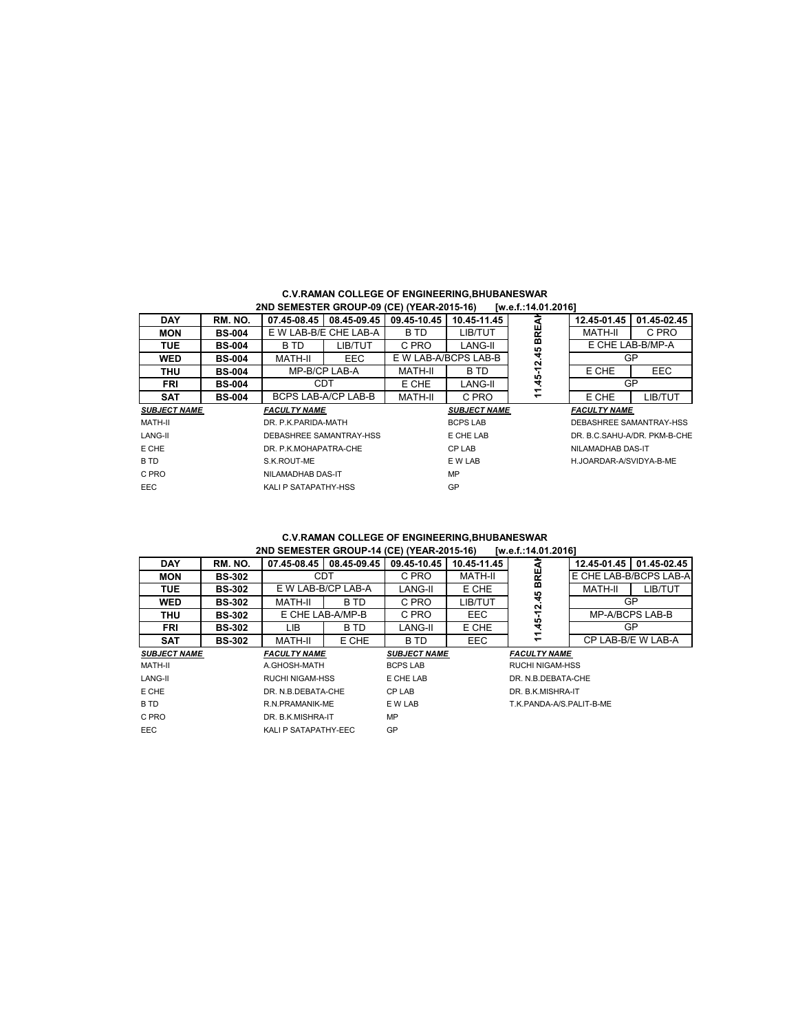## C.V.RAMAN COLLEGE OF ENGINEERING,BHUBANESWAR

**2ND SEMESTER GROUP-09 (CE) (YEAR-2015-16) [w.e.f.:14.01.2016]**

| DAY | RM. NO. | 07.45-08.45 | 08.45-09.45 | 09.45-10.45 | 10.45-11.45 | | 12.45-01.45 | 01.45-02.45 |
|---|---|---|---|---|---|---|---|---|
| MON | BS-004 | E W LAB-B/E CHE LAB-A | | B TD | LIB/TUT | 11.45-12.45 BREAK | MATH-II | C PRO |
| TUE | BS-004 | B TD | LIB/TUT | C PRO | LANG-II | | E CHE LAB-B/MP-A | |
| WED | BS-004 | MATH-II | EEC | E W LAB-A/BCPS LAB-B | | | GP | |
| THU | BS-004 | MP-B/CP LAB-A | | MATH-II | B TD | | E CHE | EEC |
| FRI | BS-004 | CDT | | E CHE | LANG-II | | GP | |
| SAT | BS-004 | BCPS LAB-A/CP LAB-B | | MATH-II | C PRO | | E CHE | LIB/TUT |

| SUBJECT NAME | FACULTY NAME | SUBJECT NAME | FACULTY NAME |
|---|---|---|---|
| MATH-II | DR. P.K.PARIDA-MATH | BCPS LAB | DEBASHREE SAMANTRAY-HSS |
| LANG-II | DEBASHREE SAMANTRAY-HSS | E CHE LAB | DR. B.C.SAHU-A/DR. PKM-B-CHE |
| E CHE | DR. P.K.MOHAPATRA-CHE | CP LAB | NILAMADHAB DAS-IT |
| B TD | S.K.ROUT-ME | E W LAB | H.JOARDAR-A/SVIDYA-B-ME |
| C PRO | NILAMADHAB DAS-IT | MP | |
| EEC | KALI P SATAPATHY-HSS | GP | |

## C.V.RAMAN COLLEGE OF ENGINEERING,BHUBANESWAR

**2ND SEMESTER GROUP-14 (CE) (YEAR-2015-16) [w.e.f.:14.01.2016]**

| DAY | RM. NO. | 07.45-08.45 | 08.45-09.45 | 09.45-10.45 | 10.45-11.45 | | 12.45-01.45 | 01.45-02.45 |
|---|---|---|---|---|---|---|---|---|
| MON | BS-302 | CDT | | C PRO | MATH-II | 11.45-12.45 BREAK | E CHE LAB-B/BCPS LAB-A | |
| TUE | BS-302 | E W LAB-B/CP LAB-A | | LANG-II | E CHE | | MATH-II | LIB/TUT |
| WED | BS-302 | MATH-II | B TD | C PRO | LIB/TUT | | GP | |
| THU | BS-302 | E CHE LAB-A/MP-B | | C PRO | EEC | | MP-A/BCPS LAB-B | |
| FRI | BS-302 | LIB | B TD | LANG-II | E CHE | | GP | |
| SAT | BS-302 | MATH-II | E CHE | B TD | EEC | | CP LAB-B/E W LAB-A | |

| SUBJECT NAME | FACULTY NAME | SUBJECT NAME | FACULTY NAME |
|---|---|---|---|
| MATH-II | A.GHOSH-MATH | BCPS LAB | RUCHI NIGAM-HSS |
| LANG-II | RUCHI NIGAM-HSS | E CHE LAB | DR. N.B.DEBATA-CHE |
| E CHE | DR. N.B.DEBATA-CHE | CP LAB | DR. B.K.MISHRA-IT |
| B TD | R.N.PRAMANIK-ME | E W LAB | T.K.PANDA-A/S.PALIT-B-ME |
| C PRO | DR. B.K.MISHRA-IT | MP | |
| EEC | KALI P SATAPATHY-EEC | GP | |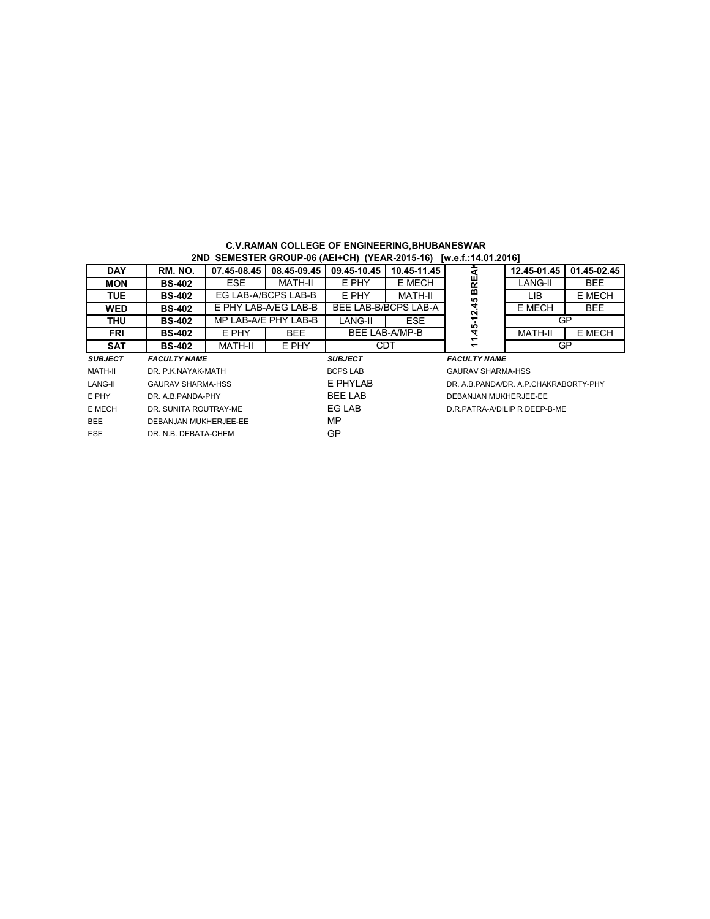**C.V.RAMAN COLLEGE OF ENGINEERING,BHUBANESWAR**

**2ND SEMESTER GROUP-06 (AEI+CH) (YEAR-2015-16) [w.e.f.:14.01.2016]**

| DAY | RM. NO. | 07.45-08.45 | 08.45-09.45 | 09.45-10.45 | 10.45-11.45 | 11.45-12.45 BREAK | 12.45-01.45 | 01.45-02.45 |
|---|---|---|---|---|---|---|---|---|
| MON | BS-402 | ESE | MATH-II | E PHY | E MECH | | LANG-II | BEE |
| TUE | BS-402 | EG LAB-A/BCPS LAB-B | | E PHY | MATH-II | | LIB | E MECH |
| WED | BS-402 | E PHY LAB-A/EG LAB-B | | BEE LAB-B/BCPS LAB-A | | | E MECH | BEE |
| THU | BS-402 | MP LAB-A/E PHY LAB-B | | LANG-II | ESE | | GP | |
| FRI | BS-402 | E PHY | BEE | BEE LAB-A/MP-B | | | MATH-II | E MECH |
| SAT | BS-402 | MATH-II | E PHY | CDT | | | GP | |

| SUBJECT | FACULTY NAME | SUBJECT | FACULTY NAME |
|---|---|---|---|
| MATH-II | DR. P.K.NAYAK-MATH | BCPS LAB | GAURAV SHARMA-HSS |
| LANG-II | GAURAV SHARMA-HSS | E PHYLAB | DR. A.B.PANDA/DR. A.P.CHAKRABORTY-PHY |
| E PHY | DR. A.B.PANDA-PHY | BEE LAB | DEBANJAN MUKHERJEE-EE |
| E MECH | DR. SUNITA ROUTRAY-ME | EG LAB | D.R.PATRA-A/DILIP R DEEP-B-ME |
| BEE | DEBANJAN MUKHERJEE-EE | MP | |
| ESE | DR. N.B. DEBATA-CHEM | GP | |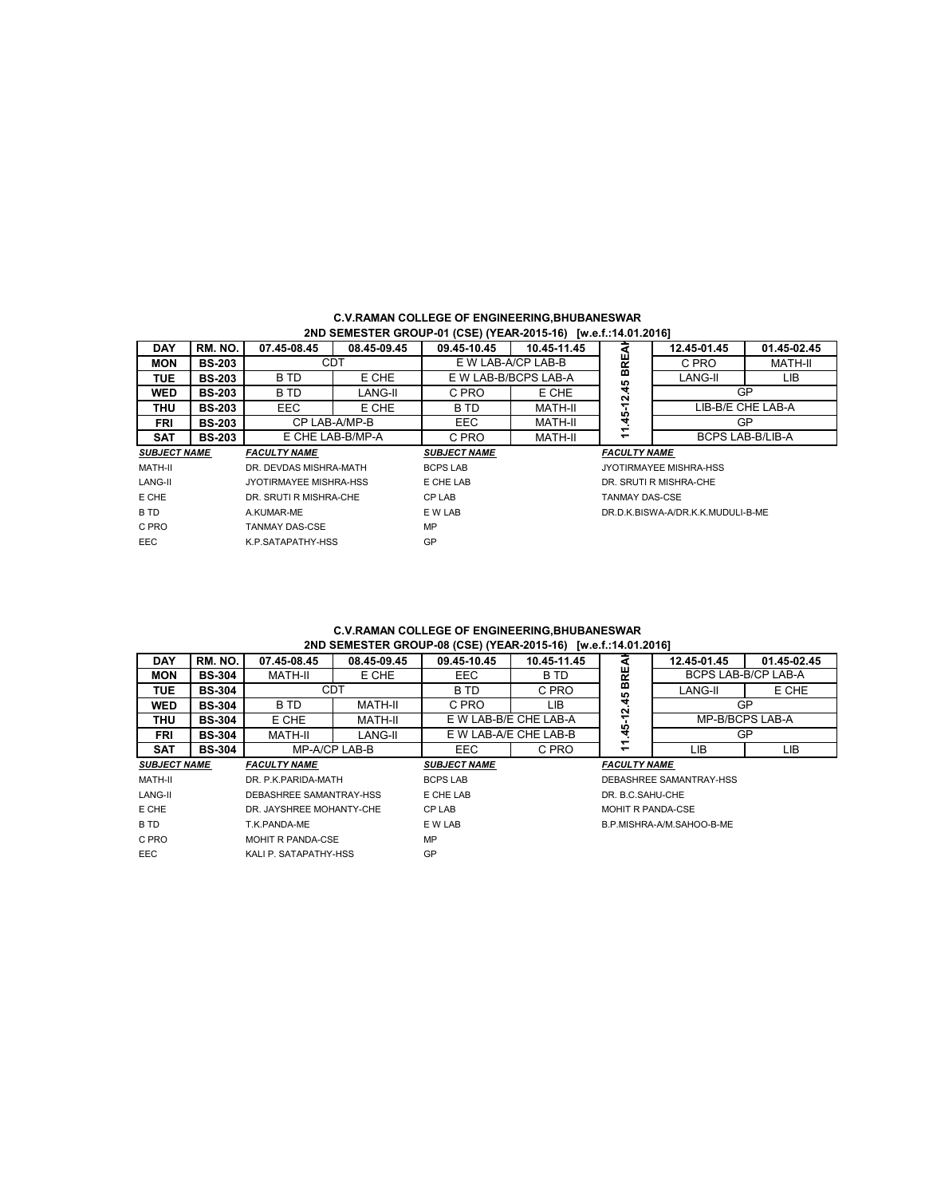## C.V.RAMAN COLLEGE OF ENGINEERING,BHUBANESWAR

### 2ND SEMESTER GROUP-01 (CSE) (YEAR-2015-16) [w.e.f.:14.01.2016]

| DAY | RM. NO. | 07.45-08.45 | 08.45-09.45 | 09.45-10.45 | 10.45-11.45 | 11.45-12.45 BREAK | 12.45-01.45 | 01.45-02.45 |
|---|---|---|---|---|---|---|---|---|
| MON | BS-203 | CDT | | E W LAB-A/CP LAB-B | | | C PRO | MATH-II |
| TUE | BS-203 | B TD | E CHE | E W LAB-B/BCPS LAB-A | | | LANG-II | LIB |
| WED | BS-203 | B TD | LANG-II | C PRO | E CHE | | GP | |
| THU | BS-203 | EEC | E CHE | B TD | MATH-II | | LIB-B/E CHE LAB-A | |
| FRI | BS-203 | CP LAB-A/MP-B | | EEC | MATH-II | | GP | |
| SAT | BS-203 | E CHE LAB-B/MP-A | | C PRO | MATH-II | | BCPS LAB-B/LIB-A | |

| SUBJECT NAME | FACULTY NAME | SUBJECT NAME | FACULTY NAME |
|---|---|---|---|
| MATH-II | DR. DEVDAS MISHRA-MATH | BCPS LAB | JYOTIRMAYEE MISHRA-HSS |
| LANG-II | JYOTIRMAYEE MISHRA-HSS | E CHE LAB | DR. SRUTI R MISHRA-CHE |
| E CHE | DR. SRUTI R MISHRA-CHE | CP LAB | TANMAY DAS-CSE |
| B TD | A.KUMAR-ME | E W LAB | DR.D.K.BISWA-A/DR.K.K.MUDULI-B-ME |
| C PRO | TANMAY DAS-CSE | MP | |
| EEC | K.P.SATAPATHY-HSS | GP | |

## C.V.RAMAN COLLEGE OF ENGINEERING,BHUBANESWAR

### 2ND SEMESTER GROUP-08 (CSE) (YEAR-2015-16) [w.e.f.:14.01.2016]

| DAY | RM. NO. | 07.45-08.45 | 08.45-09.45 | 09.45-10.45 | 10.45-11.45 | 11.45-12.45 BREAK | 12.45-01.45 | 01.45-02.45 |
|---|---|---|---|---|---|---|---|---|
| MON | BS-304 | MATH-II | E CHE | EEC | B TD | | BCPS LAB-B/CP LAB-A | |
| TUE | BS-304 | CDT | | B TD | C PRO | | LANG-II | E CHE |
| WED | BS-304 | B TD | MATH-II | C PRO | LIB | | GP | |
| THU | BS-304 | E CHE | MATH-II | E W LAB-B/E CHE LAB-A | | | MP-B/BCPS LAB-A | |
| FRI | BS-304 | MATH-II | LANG-II | E W LAB-A/E CHE LAB-B | | | GP | |
| SAT | BS-304 | MP-A/CP LAB-B | | EEC | C PRO | | LIB | LIB |

| SUBJECT NAME | FACULTY NAME | SUBJECT NAME | FACULTY NAME |
|---|---|---|---|
| MATH-II | DR. P.K.PARIDA-MATH | BCPS LAB | DEBASHREE SAMANTRAY-HSS |
| LANG-II | DEBASHREE SAMANTRAY-HSS | E CHE LAB | DR. B.C.SAHU-CHE |
| E CHE | DR. JAYSHREE MOHANTY-CHE | CP LAB | MOHIT R PANDA-CSE |
| B TD | T.K.PANDA-ME | E W LAB | B.P.MISHRA-A/M.SAHOO-B-ME |
| C PRO | MOHIT R PANDA-CSE | MP | |
| EEC | KALI P. SATAPATHY-HSS | GP | |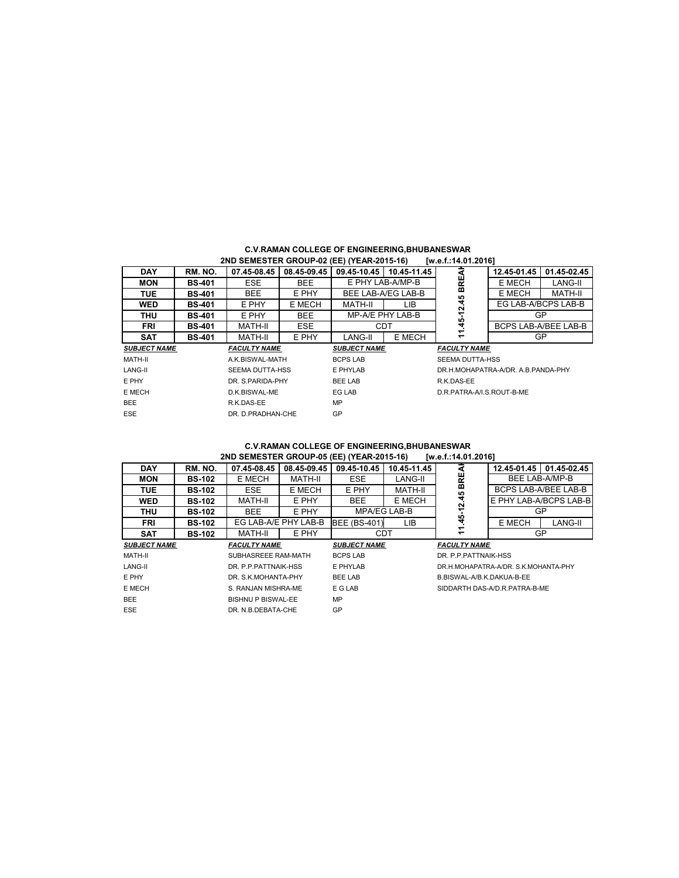## C.V.RAMAN COLLEGE OF ENGINEERING,BHUBANESWAR

**2ND SEMESTER GROUP-02 (EE) (YEAR-2015-16) [w.e.f.:14.01.2016]**

| DAY | RM. NO. | 07.45-08.45 | 08.45-09.45 | 09.45-10.45 | 10.45-11.45 | | 12.45-01.45 | 01.45-02.45 |
|---|---|---|---|---|---|---|---|---|
| MON | BS-401 | ESE | BEE | E PHY LAB-A/MP-B | | 11.45-12.45 BREAK | E MECH | LANG-II |
| TUE | BS-401 | BEE | E PHY | BEE LAB-A/EG LAB-B | | | E MECH | MATH-II |
| WED | BS-401 | E PHY | E MECH | MATH-II | LIB | | EG LAB-A/BCPS LAB-B | |
| THU | BS-401 | E PHY | BEE | MP-A/E PHY LAB-B | | | GP | |
| FRI | BS-401 | MATH-II | ESE | CDT | | | BCPS LAB-A/BEE LAB-B | |
| SAT | BS-401 | MATH-II | E PHY | LANG-II | E MECH | | GP | |

| SUBJECT NAME | FACULTY NAME | SUBJECT NAME | FACULTY NAME |
|---|---|---|---|
| MATH-II | A.K.BISWAL-MATH | BCPS LAB | SEEMA DUTTA-HSS |
| LANG-II | SEEMA DUTTA-HSS | E PHYLAB | DR.H.MOHAPATRA-A/DR. A.B.PANDA-PHY |
| E PHY | DR. S.PARIDA-PHY | BEE LAB | R.K.DAS-EE |
| E MECH | D.K.BISWAL-ME | EG LAB | D.R.PATRA-A/I.S.ROUT-B-ME |
| BEE | R.K.DAS-EE | MP | |
| ESE | DR. D.PRADHAN-CHE | GP | |

## C.V.RAMAN COLLEGE OF ENGINEERING,BHUBANESWAR

**2ND SEMESTER GROUP-05 (EE) (YEAR-2015-16) [w.e.f.:14.01.2016]**

| DAY | RM. NO. | 07.45-08.45 | 08.45-09.45 | 09.45-10.45 | 10.45-11.45 | | 12.45-01.45 | 01.45-02.45 |
|---|---|---|---|---|---|---|---|---|
| MON | BS-102 | E MECH | MATH-II | ESE | LANG-II | 11.45-12.45 BREAK | BEE LAB-A/MP-B | |
| TUE | BS-102 | ESE | E MECH | E PHY | MATH-II | | BCPS LAB-A/BEE LAB-B | |
| WED | BS-102 | MATH-II | E PHY | BEE | E MECH | | E PHY LAB-A/BCPS LAB-B | |
| THU | BS-102 | BEE | E PHY | MPA/EG LAB-B | | | GP | |
| FRI | BS-102 | EG LAB-A/E PHY LAB-B | | BEE (BS-401) | LIB | | E MECH | LANG-II |
| SAT | BS-102 | MATH-II | E PHY | CDT | | | GP | |

| SUBJECT NAME | FACULTY NAME | SUBJECT NAME | FACULTY NAME |
|---|---|---|---|
| MATH-II | SUBHASREEE RAM-MATH | BCPS LAB | DR. P.P.PATTNAIK-HSS |
| LANG-II | DR. P.P.PATTNAIK-HSS | E PHYLAB | DR.H.MOHAPATRA-A/DR. S.K.MOHANTA-PHY |
| E PHY | DR. S.K.MOHANTA-PHY | BEE LAB | B.BISWAL-A/B.K.DAKUA-B-EE |
| E MECH | S. RANJAN MISHRA-ME | E G LAB | SIDDARTH DAS-A/D.R.PATRA-B-ME |
| BEE | BISHNU P BISWAL-EE | MP | |
| ESE | DR. N.B.DEBATA-CHE | GP | |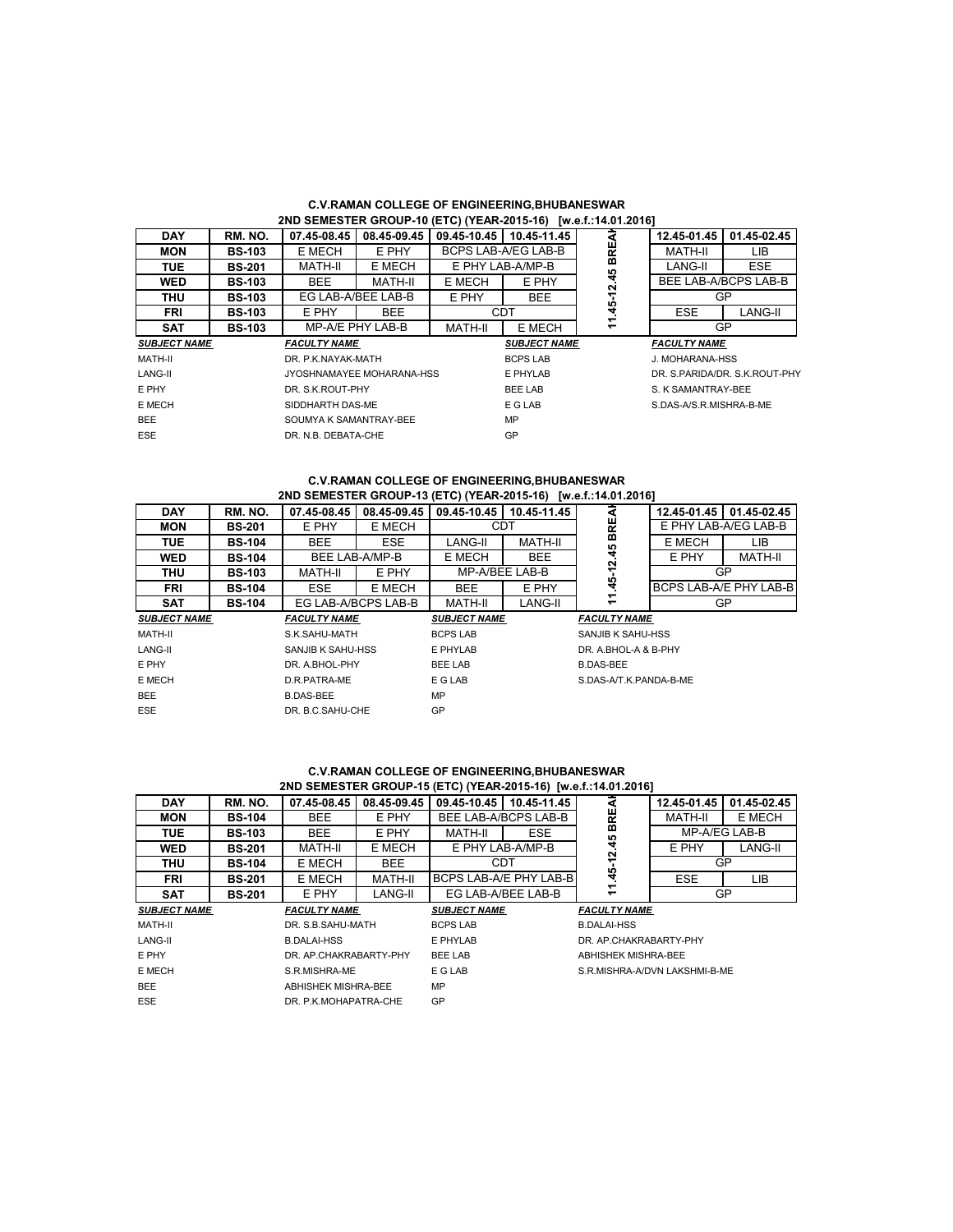**C.V.RAMAN COLLEGE OF ENGINEERING,BHUBANESWAR**

**2ND SEMESTER GROUP-10 (ETC) (YEAR-2015-16) [w.e.f.:14.01.2016]**

| DAY | RM. NO. | 07.45-08.45 | 08.45-09.45 | 09.45-10.45 | 10.45-11.45 | | 12.45-01.45 | 01.45-02.45 |
|---|---|---|---|---|---|---|---|---|
| MON | BS-103 | E MECH | E PHY | BCPS LAB-A/EG LAB-B | | 11.45-12.45 BREAK | MATH-II | LIB |
| TUE | BS-201 | MATH-II | E MECH | E PHY LAB-A/MP-B | | | LANG-II | ESE |
| WED | BS-103 | BEE | MATH-II | E MECH | E PHY | | BEE LAB-A/BCPS LAB-B | |
| THU | BS-103 | EG LAB-A/BEE LAB-B | | E PHY | BEE | | GP | |
| FRI | BS-103 | E PHY | BEE | CDT | | | ESE | LANG-II |
| SAT | BS-103 | MP-A/E PHY LAB-B | | MATH-II | E MECH | | GP | |

| SUBJECT NAME | FACULTY NAME | SUBJECT NAME | FACULTY NAME |
|---|---|---|---|
| MATH-II | DR. P.K.NAYAK-MATH | BCPS LAB | J. MOHARANA-HSS |
| LANG-II | JYOSHNAMAYEE MOHARANA-HSS | E PHYLAB | DR. S.PARIDA/DR. S.K.ROUT-PHY |
| E PHY | DR. S.K.ROUT-PHY | BEE LAB | S. K SAMANTRAY-BEE |
| E MECH | SIDDHARTH DAS-ME | E G LAB | S.DAS-A/S.R.MISHRA-B-ME |
| BEE | SOUMYA K SAMANTRAY-BEE | MP | |
| ESE | DR. N.B. DEBATA-CHE | GP | |

**C.V.RAMAN COLLEGE OF ENGINEERING,BHUBANESWAR**

**2ND SEMESTER GROUP-13 (ETC) (YEAR-2015-16) [w.e.f.:14.01.2016]**

| DAY | RM. NO. | 07.45-08.45 | 08.45-09.45 | 09.45-10.45 | 10.45-11.45 | | 12.45-01.45 | 01.45-02.45 |
|---|---|---|---|---|---|---|---|---|
| MON | BS-201 | E PHY | E MECH | CDT | | 11.45-12.45 BREAK | E PHY LAB-A/EG LAB-B | |
| TUE | BS-104 | BEE | ESE | LANG-II | MATH-II | | E MECH | LIB |
| WED | BS-104 | BEE LAB-A/MP-B | | E MECH | BEE | | E PHY | MATH-II |
| THU | BS-103 | MATH-II | E PHY | MP-A/BEE LAB-B | | | GP | |
| FRI | BS-104 | ESE | E MECH | BEE | E PHY | | BCPS LAB-A/E PHY LAB-B | |
| SAT | BS-104 | EG LAB-A/BCPS LAB-B | | MATH-II | LANG-II | | GP | |

| SUBJECT NAME | FACULTY NAME | SUBJECT NAME | FACULTY NAME |
|---|---|---|---|
| MATH-II | S.K.SAHU-MATH | BCPS LAB | SANJIB K SAHU-HSS |
| LANG-II | SANJIB K SAHU-HSS | E PHYLAB | DR. A.BHOL-A & B-PHY |
| E PHY | DR. A.BHOL-PHY | BEE LAB | B.DAS-BEE |
| E MECH | D.R.PATRA-ME | E G LAB | S.DAS-A/T.K.PANDA-B-ME |
| BEE | B.DAS-BEE | MP | |
| ESE | DR. B.C.SAHU-CHE | GP | |

**C.V.RAMAN COLLEGE OF ENGINEERING,BHUBANESWAR**

**2ND SEMESTER GROUP-15 (ETC) (YEAR-2015-16) [w.e.f.:14.01.2016]**

| DAY | RM. NO. | 07.45-08.45 | 08.45-09.45 | 09.45-10.45 | 10.45-11.45 | | 12.45-01.45 | 01.45-02.45 |
|---|---|---|---|---|---|---|---|---|
| MON | BS-104 | BEE | E PHY | BEE LAB-A/BCPS LAB-B | | 11.45-12.45 BREAK | MATH-II | E MECH |
| TUE | BS-103 | BEE | E PHY | MATH-II | ESE | | MP-A/EG LAB-B | |
| WED | BS-201 | MATH-II | E MECH | E PHY LAB-A/MP-B | | | E PHY | LANG-II |
| THU | BS-104 | E MECH | BEE | CDT | | | GP | |
| FRI | BS-201 | E MECH | MATH-II | BCPS LAB-A/E PHY LAB-B | | | ESE | LIB |
| SAT | BS-201 | E PHY | LANG-II | EG LAB-A/BEE LAB-B | | | GP | |

| SUBJECT NAME | FACULTY NAME | SUBJECT NAME | FACULTY NAME |
|---|---|---|---|
| MATH-II | DR. S.B.SAHU-MATH | BCPS LAB | B.DALAI-HSS |
| LANG-II | B.DALAI-HSS | E PHYLAB | DR. AP.CHAKRABARTY-PHY |
| E PHY | DR. AP.CHAKRABARTY-PHY | BEE LAB | ABHISHEK MISHRA-BEE |
| E MECH | S.R.MISHRA-ME | E G LAB | S.R.MISHRA-A/DVN LAKSHMI-B-ME |
| BEE | ABHISHEK MISHRA-BEE | MP | |
| ESE | DR. P.K.MOHAPATRA-CHE | GP | |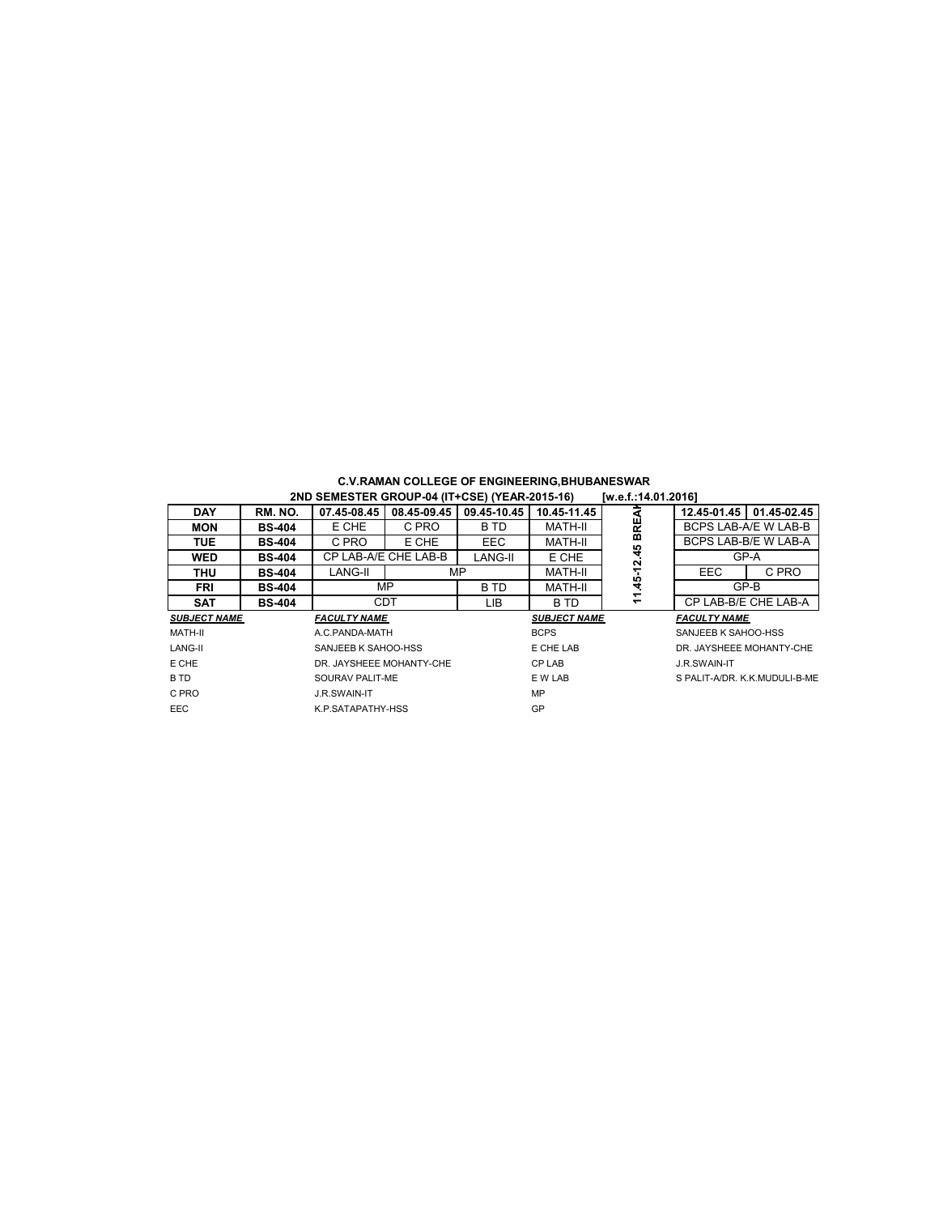**C.V.RAMAN COLLEGE OF ENGINEERING,BHUBANESWAR**

**2ND SEMESTER GROUP-04 (IT+CSE) (YEAR-2015-16) [w.e.f.:14.01.2016]**

| DAY | RM. NO. | 07.45-08.45 | 08.45-09.45 | 09.45-10.45 | 10.45-11.45 | 11.45-12.45 BREAK | 12.45-01.45 | 01.45-02.45 |
|---|---|---|---|---|---|---|---|---|
| MON | BS-404 | E CHE | C PRO | B TD | MATH-II | | BCPS LAB-A/E W LAB-B | |
| TUE | BS-404 | C PRO | E CHE | EEC | MATH-II | | BCPS LAB-B/E W LAB-A | |
| WED | BS-404 | CP LAB-A/E CHE LAB-B | | LANG-II | E CHE | | GP-A | |
| THU | BS-404 | LANG-II | MP | | MATH-II | | EEC | C PRO |
| FRI | BS-404 | MP | | B TD | MATH-II | | GP-B | |
| SAT | BS-404 | CDT | | LIB | B TD | | CP LAB-B/E CHE LAB-A | |

| SUBJECT NAME | FACULTY NAME | SUBJECT NAME | FACULTY NAME |
|---|---|---|---|
| MATH-II | A.C.PANDA-MATH | BCPS | SANJEEB K SAHOO-HSS |
| LANG-II | SANJEEB K SAHOO-HSS | E CHE LAB | DR. JAYSHEEE MOHANTY-CHE |
| E CHE | DR. JAYSHEEE MOHANTY-CHE | CP LAB | J.R.SWAIN-IT |
| B TD | SOURAV PALIT-ME | E W LAB | S PALIT-A/DR. K.K.MUDULI-B-ME |
| C PRO | J.R.SWAIN-IT | MP | |
| EEC | K.P.SATAPATHY-HSS | GP | |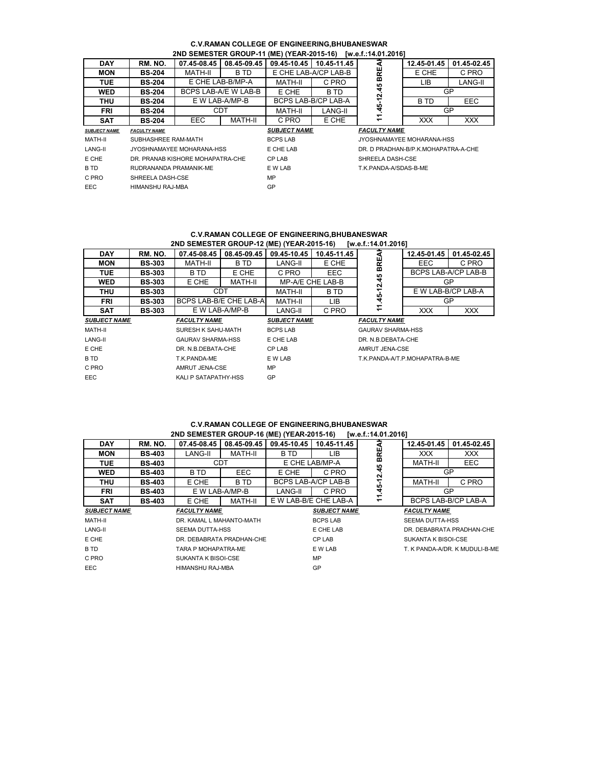## C.V.RAMAN COLLEGE OF ENGINEERING,BHUBANESWAR

**2ND SEMESTER GROUP-11 (ME) (YEAR-2015-16) [w.e.f.:14.01.2016]**

| DAY | RM. NO. | 07.45-08.45 | 08.45-09.45 | 09.45-10.45 | 10.45-11.45 | | 12.45-01.45 | 01.45-02.45 |
|---|---|---|---|---|---|---|---|---|
| MON | BS-204 | MATH-II | B TD | E CHE LAB-A/CP LAB-B | | 11.45-12.45 BREAK | E CHE | C PRO |
| TUE | BS-204 | E CHE LAB-B/MP-A | | MATH-II | C PRO | | LIB | LANG-II |
| WED | BS-204 | BCPS LAB-A/E W LAB-B | | E CHE | B TD | | GP | |
| THU | BS-204 | E W LAB-A/MP-B | | BCPS LAB-B/CP LAB-A | | | B TD | EEC |
| FRI | BS-204 | CDT | | MATH-II | LANG-II | | GP | |
| SAT | BS-204 | EEC | MATH-II | C PRO | E CHE | | XXX | XXX |

| SUBJECT NAME | FACULTY NAME | SUBJECT NAME | FACULTY NAME |
|---|---|---|---|
| MATH-II | SUBHASHREE RAM-MATH | BCPS LAB | JYOSHNAMAYEE MOHARANA-HSS |
| LANG-II | JYOSHNAMAYEE MOHARANA-HSS | E CHE LAB | DR. D PRADHAN-B/P.K.MOHAPATRA-A-CHE |
| E CHE | DR. PRANAB KISHORE MOHAPATRA-CHE | CP LAB | SHREELA DASH-CSE |
| B TD | RUDRANANDA PRAMANIK-ME | E W LAB | T.K.PANDA-A/SDAS-B-ME |
| C PRO | SHREELA DASH-CSE | MP | |
| EEC | HIMANSHU RAJ-MBA | GP | |

## C.V.RAMAN COLLEGE OF ENGINEERING,BHUBANESWAR

**2ND SEMESTER GROUP-12 (ME) (YEAR-2015-16) [w.e.f.:14.01.2016]**

| DAY | RM. NO. | 07.45-08.45 | 08.45-09.45 | 09.45-10.45 | 10.45-11.45 | | 12.45-01.45 | 01.45-02.45 |
|---|---|---|---|---|---|---|---|---|
| MON | BS-303 | MATH-II | B TD | LANG-II | E CHE | 11.45-12.45 BREAK | EEC | C PRO |
| TUE | BS-303 | B TD | E CHE | C PRO | EEC | | BCPS LAB-A/CP LAB-B | |
| WED | BS-303 | E CHE | MATH-II | MP-A/E CHE LAB-B | | | GP | |
| THU | BS-303 | CDT | | MATH-II | B TD | | E W LAB-B/CP LAB-A | |
| FRI | BS-303 | BCPS LAB-B/E CHE LAB-A | | MATH-II | LIB | | GP | |
| SAT | BS-303 | E W LAB-A/MP-B | | LANG-II | C PRO | | XXX | XXX |

| SUBJECT NAME | FACULTY NAME | SUBJECT NAME | FACULTY NAME |
|---|---|---|---|
| MATH-II | SURESH K SAHU-MATH | BCPS LAB | GAURAV SHARMA-HSS |
| LANG-II | GAURAV SHARMA-HSS | E CHE LAB | DR. N.B.DEBATA-CHE |
| E CHE | DR. N.B.DEBATA-CHE | CP LAB | AMRUT JENA-CSE |
| B TD | T.K.PANDA-ME | E W LAB | T.K.PANDA-A/T.P.MOHAPATRA-B-ME |
| C PRO | AMRUT JENA-CSE | MP | |
| EEC | KALI P SATAPATHY-HSS | GP | |

## C.V.RAMAN COLLEGE OF ENGINEERING,BHUBANESWAR

**2ND SEMESTER GROUP-16 (ME) (YEAR-2015-16) [w.e.f.:14.01.2016]**

| DAY | RM. NO. | 07.45-08.45 | 08.45-09.45 | 09.45-10.45 | 10.45-11.45 | | 12.45-01.45 | 01.45-02.45 |
|---|---|---|---|---|---|---|---|---|
| MON | BS-403 | LANG-II | MATH-II | B TD | LIB | 11.45-12.45 BREAK | XXX | XXX |
| TUE | BS-403 | CDT | | E CHE LAB/MP-A | | | MATH-II | EEC |
| WED | BS-403 | B TD | EEC | E CHE | C PRO | | GP | |
| THU | BS-403 | E CHE | B TD | BCPS LAB-A/CP LAB-B | | | MATH-II | C PRO |
| FRI | BS-403 | E W LAB-A/MP-B | | LANG-II | C PRO | | GP | |
| SAT | BS-403 | E CHE | MATH-II | E W LAB-B/E CHE LAB-A | | | BCPS LAB-B/CP LAB-A | |

| SUBJECT NAME | FACULTY NAME | SUBJECT NAME | FACULTY NAME |
|---|---|---|---|
| MATH-II | DR. KAMAL L MAHANTO-MATH | BCPS LAB | SEEMA DUTTA-HSS |
| LANG-II | SEEMA DUTTA-HSS | E CHE LAB | DR. DEBABRATA PRADHAN-CHE |
| E CHE | DR. DEBABRATA PRADHAN-CHE | CP LAB | SUKANTA K BISOI-CSE |
| B TD | TARA P MOHAPATRA-ME | E W LAB | T. K PANDA-A/DR. K MUDULI-B-ME |
| C PRO | SUKANTA K BISOI-CSE | MP | |
| EEC | HIMANSHU RAJ-MBA | GP | |